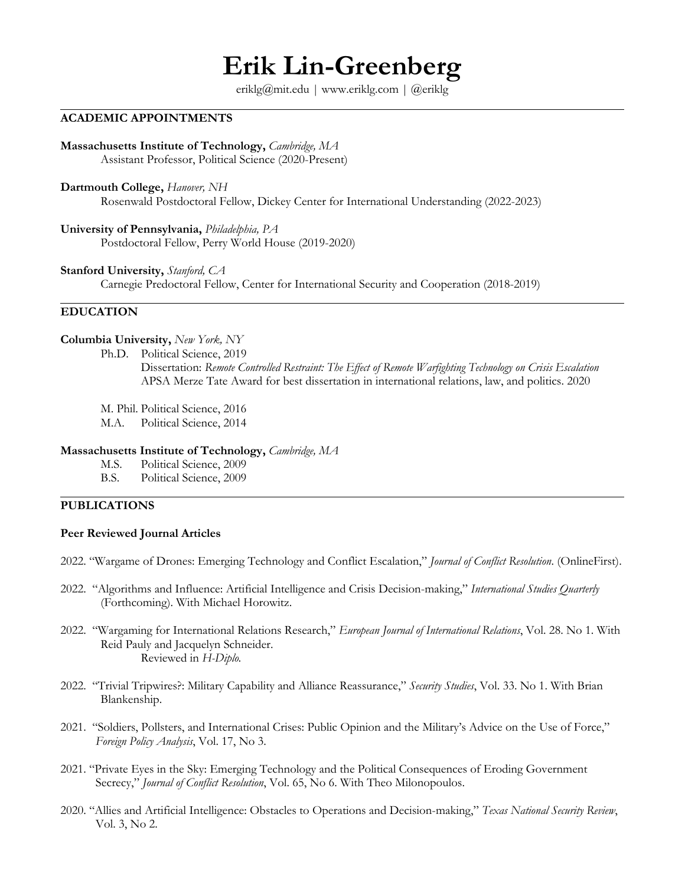# Erik Lin-Greenberg

eriklg@mit.edu | www.eriklg.com | @eriklg

## ACADEMIC APPOINTMENTS

**Massachusetts Institute of Technology,** *Cambridge, MA*
Assistant Professor, Political Science (2020-Present)

**Dartmouth College,** *Hanover, NH*
Rosenwald Postdoctoral Fellow, Dickey Center for International Understanding (2022-2023)

**University of Pennsylvania,** *Philadelphia, PA*
Postdoctoral Fellow, Perry World House (2019-2020)

**Stanford University,** *Stanford, CA*
Carnegie Predoctoral Fellow, Center for International Security and Cooperation (2018-2019)

## EDUCATION

**Columbia University,** *New York, NY*

Ph.D. Political Science, 2019
Dissertation: *Remote Controlled Restraint: The Effect of Remote Warfighting Technology on Crisis Escalation*
APSA Merze Tate Award for best dissertation in international relations, law, and politics. 2020

M. Phil. Political Science, 2016
M.A. Political Science, 2014

**Massachusetts Institute of Technology,** *Cambridge, MA*

M.S. Political Science, 2009
B.S. Political Science, 2009

## PUBLICATIONS

### Peer Reviewed Journal Articles

2022. "Wargame of Drones: Emerging Technology and Conflict Escalation," *Journal of Conflict Resolution*. (OnlineFirst).

2022. "Algorithms and Influence: Artificial Intelligence and Crisis Decision-making," *International Studies Quarterly* (Forthcoming). With Michael Horowitz.

2022. "Wargaming for International Relations Research," *European Journal of International Relations*, Vol. 28. No 1. With Reid Pauly and Jacquelyn Schneider.
Reviewed in *H-Diplo.*

2022. "Trivial Tripwires?: Military Capability and Alliance Reassurance," *Security Studies*, Vol. 33. No 1. With Brian Blankenship.

2021. "Soldiers, Pollsters, and International Crises: Public Opinion and the Military's Advice on the Use of Force," *Foreign Policy Analysis*, Vol. 17, No 3.

2021. "Private Eyes in the Sky: Emerging Technology and the Political Consequences of Eroding Government Secrecy," *Journal of Conflict Resolution*, Vol. 65, No 6. With Theo Milonopoulos.

2020. "Allies and Artificial Intelligence: Obstacles to Operations and Decision-making," *Texas National Security Review*, Vol. 3, No 2.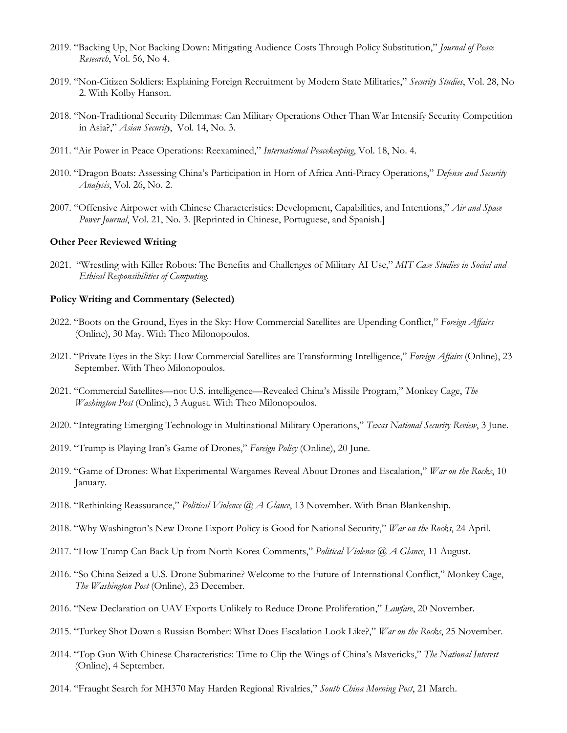2019. "Backing Up, Not Backing Down: Mitigating Audience Costs Through Policy Substitution," *Journal of Peace Research*, Vol. 56, No 4.

2019. "Non-Citizen Soldiers: Explaining Foreign Recruitment by Modern State Militaries," *Security Studies*, Vol. 28, No 2. With Kolby Hanson.

2018. "Non-Traditional Security Dilemmas: Can Military Operations Other Than War Intensify Security Competition in Asia?," *Asian Security*, Vol. 14, No. 3.

2011. "Air Power in Peace Operations: Reexamined," *International Peacekeeping*, Vol. 18, No. 4.

2010. "Dragon Boats: Assessing China's Participation in Horn of Africa Anti-Piracy Operations," *Defense and Security Analysis*, Vol. 26, No. 2.

2007. "Offensive Airpower with Chinese Characteristics: Development, Capabilities, and Intentions," *Air and Space Power Journal*, Vol. 21, No. 3. [Reprinted in Chinese, Portuguese, and Spanish.]

**Other Peer Reviewed Writing**

2021. "Wrestling with Killer Robots: The Benefits and Challenges of Military AI Use," *MIT Case Studies in Social and Ethical Responsibilities of Computing*.

**Policy Writing and Commentary (Selected)**

2022. "Boots on the Ground, Eyes in the Sky: How Commercial Satellites are Upending Conflict," *Foreign Affairs* (Online), 30 May. With Theo Milonopoulos.

2021. "Private Eyes in the Sky: How Commercial Satellites are Transforming Intelligence," *Foreign Affairs* (Online), 23 September. With Theo Milonopoulos.

2021. "Commercial Satellites—not U.S. intelligence—Revealed China's Missile Program," Monkey Cage, *The Washington Post* (Online), 3 August. With Theo Milonopoulos.

2020. "Integrating Emerging Technology in Multinational Military Operations," *Texas National Security Review*, 3 June.

2019. "Trump is Playing Iran's Game of Drones," *Foreign Policy* (Online), 20 June.

2019. "Game of Drones: What Experimental Wargames Reveal About Drones and Escalation," *War on the Rocks*, 10 January.

2018. "Rethinking Reassurance," *Political Violence @ A Glance*, 13 November. With Brian Blankenship.

2018. "Why Washington's New Drone Export Policy is Good for National Security," *War on the Rocks*, 24 April.

2017. "How Trump Can Back Up from North Korea Comments," *Political Violence @ A Glance*, 11 August.

2016. "So China Seized a U.S. Drone Submarine? Welcome to the Future of International Conflict," Monkey Cage, *The Washington Post* (Online), 23 December.

2016. "New Declaration on UAV Exports Unlikely to Reduce Drone Proliferation," *Lawfare*, 20 November.

2015. "Turkey Shot Down a Russian Bomber: What Does Escalation Look Like?," *War on the Rocks*, 25 November.

2014. "Top Gun With Chinese Characteristics: Time to Clip the Wings of China's Mavericks," *The National Interest* (Online), 4 September.

2014. "Fraught Search for MH370 May Harden Regional Rivalries," *South China Morning Post*, 21 March.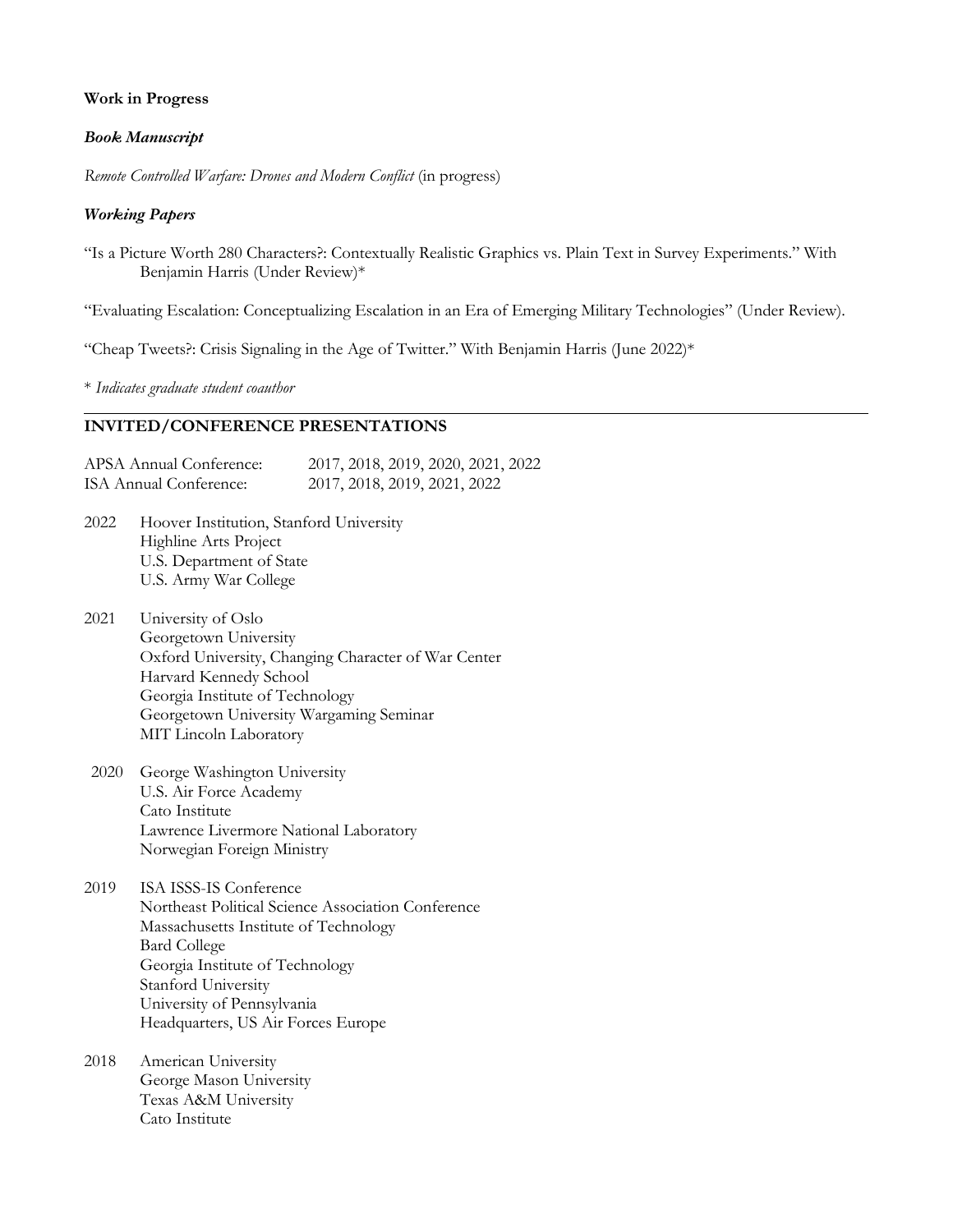**Work in Progress**

***Book Manuscript***

*Remote Controlled Warfare: Drones and Modern Conflict* (in progress)

***Working Papers***

"Is a Picture Worth 280 Characters?: Contextually Realistic Graphics vs. Plain Text in Survey Experiments." With Benjamin Harris (Under Review)*

"Evaluating Escalation: Conceptualizing Escalation in an Era of Emerging Military Technologies" (Under Review).

"Cheap Tweets?: Crisis Signaling in the Age of Twitter." With Benjamin Harris (June 2022)*

\* *Indicates graduate student coauthor*

---

## INVITED/CONFERENCE PRESENTATIONS

APSA Annual Conference: 2017, 2018, 2019, 2020, 2021, 2022
ISA Annual Conference: 2017, 2018, 2019, 2021, 2022

**2022**
- Hoover Institution, Stanford University
- Highline Arts Project
- U.S. Department of State
- U.S. Army War College

**2021**
- University of Oslo
- Georgetown University
- Oxford University, Changing Character of War Center
- Harvard Kennedy School
- Georgia Institute of Technology
- Georgetown University Wargaming Seminar
- MIT Lincoln Laboratory

**2020**
- George Washington University
- U.S. Air Force Academy
- Cato Institute
- Lawrence Livermore National Laboratory
- Norwegian Foreign Ministry

**2019**
- ISA ISSS-IS Conference
- Northeast Political Science Association Conference
- Massachusetts Institute of Technology
- Bard College
- Georgia Institute of Technology
- Stanford University
- University of Pennsylvania
- Headquarters, US Air Forces Europe

**2018**
- American University
- George Mason University
- Texas A&M University
- Cato Institute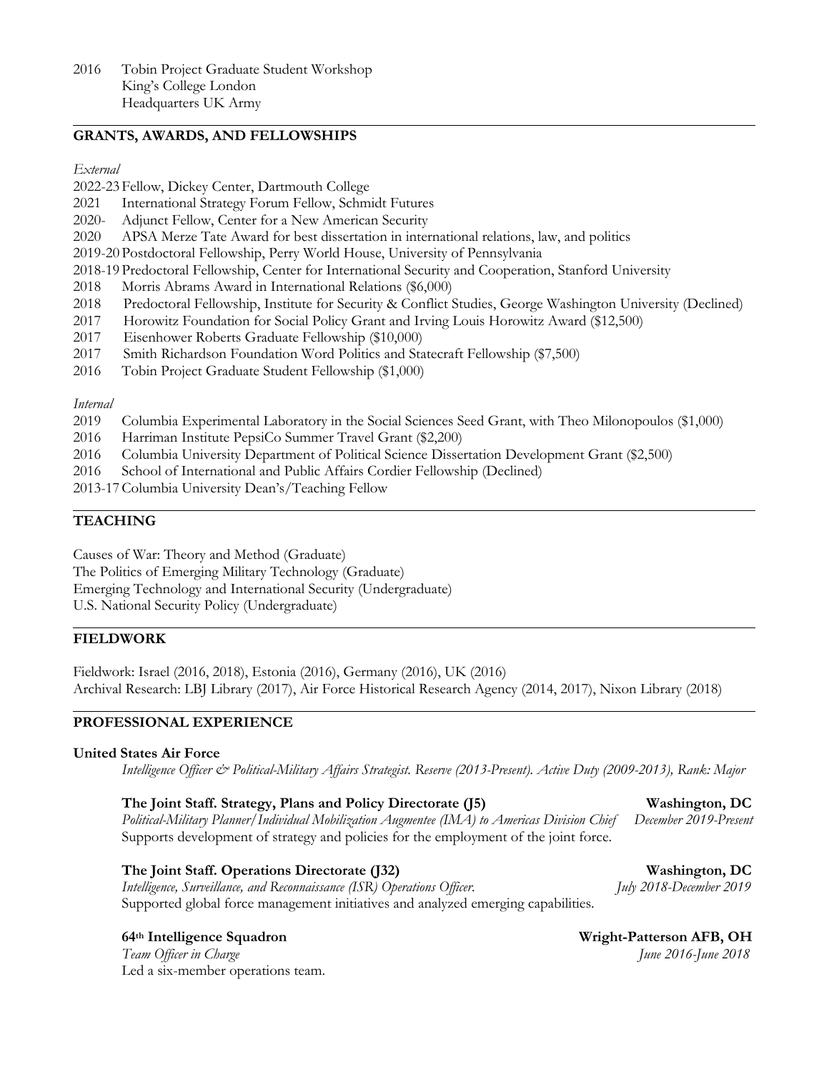2016 Tobin Project Graduate Student Workshop
King's College London
Headquarters UK Army

## GRANTS, AWARDS, AND FELLOWSHIPS

*External*

2022-23 Fellow, Dickey Center, Dartmouth College
2021 International Strategy Forum Fellow, Schmidt Futures
2020- Adjunct Fellow, Center for a New American Security
2020 APSA Merze Tate Award for best dissertation in international relations, law, and politics
2019-20 Postdoctoral Fellowship, Perry World House, University of Pennsylvania
2018-19 Predoctoral Fellowship, Center for International Security and Cooperation, Stanford University
2018 Morris Abrams Award in International Relations ($6,000)
2018 Predoctoral Fellowship, Institute for Security & Conflict Studies, George Washington University (Declined)
2017 Horowitz Foundation for Social Policy Grant and Irving Louis Horowitz Award ($12,500)
2017 Eisenhower Roberts Graduate Fellowship ($10,000)
2017 Smith Richardson Foundation Word Politics and Statecraft Fellowship ($7,500)
2016 Tobin Project Graduate Student Fellowship ($1,000)

*Internal*

2019 Columbia Experimental Laboratory in the Social Sciences Seed Grant, with Theo Milonopoulos ($1,000)
2016 Harriman Institute PepsiCo Summer Travel Grant ($2,200)
2016 Columbia University Department of Political Science Dissertation Development Grant ($2,500)
2016 School of International and Public Affairs Cordier Fellowship (Declined)
2013-17 Columbia University Dean's/Teaching Fellow

## TEACHING

Causes of War: Theory and Method (Graduate)
The Politics of Emerging Military Technology (Graduate)
Emerging Technology and International Security (Undergraduate)
U.S. National Security Policy (Undergraduate)

## FIELDWORK

Fieldwork: Israel (2016, 2018), Estonia (2016), Germany (2016), UK (2016)
Archival Research: LBJ Library (2017), Air Force Historical Research Agency (2014, 2017), Nixon Library (2018)

## PROFESSIONAL EXPERIENCE

**United States Air Force**
*Intelligence Officer & Political-Military Affairs Strategist. Reserve (2013-Present). Active Duty (2009-2013), Rank: Major*

**The Joint Staff. Strategy, Plans and Policy Directorate (J5)** — **Washington, DC**
*Political-Military Planner/Individual Mobilization Augmentee (IMA) to Americas Division Chief* — *December 2019-Present*
Supports development of strategy and policies for the employment of the joint force.

**The Joint Staff. Operations Directorate (J32)** — **Washington, DC**
*Intelligence, Surveillance, and Reconnaissance (ISR) Operations Officer.* — *July 2018-December 2019*
Supported global force management initiatives and analyzed emerging capabilities.

**64th Intelligence Squadron** — **Wright-Patterson AFB, OH**
*Team Officer in Charge* — *June 2016-June 2018*
Led a six-member operations team.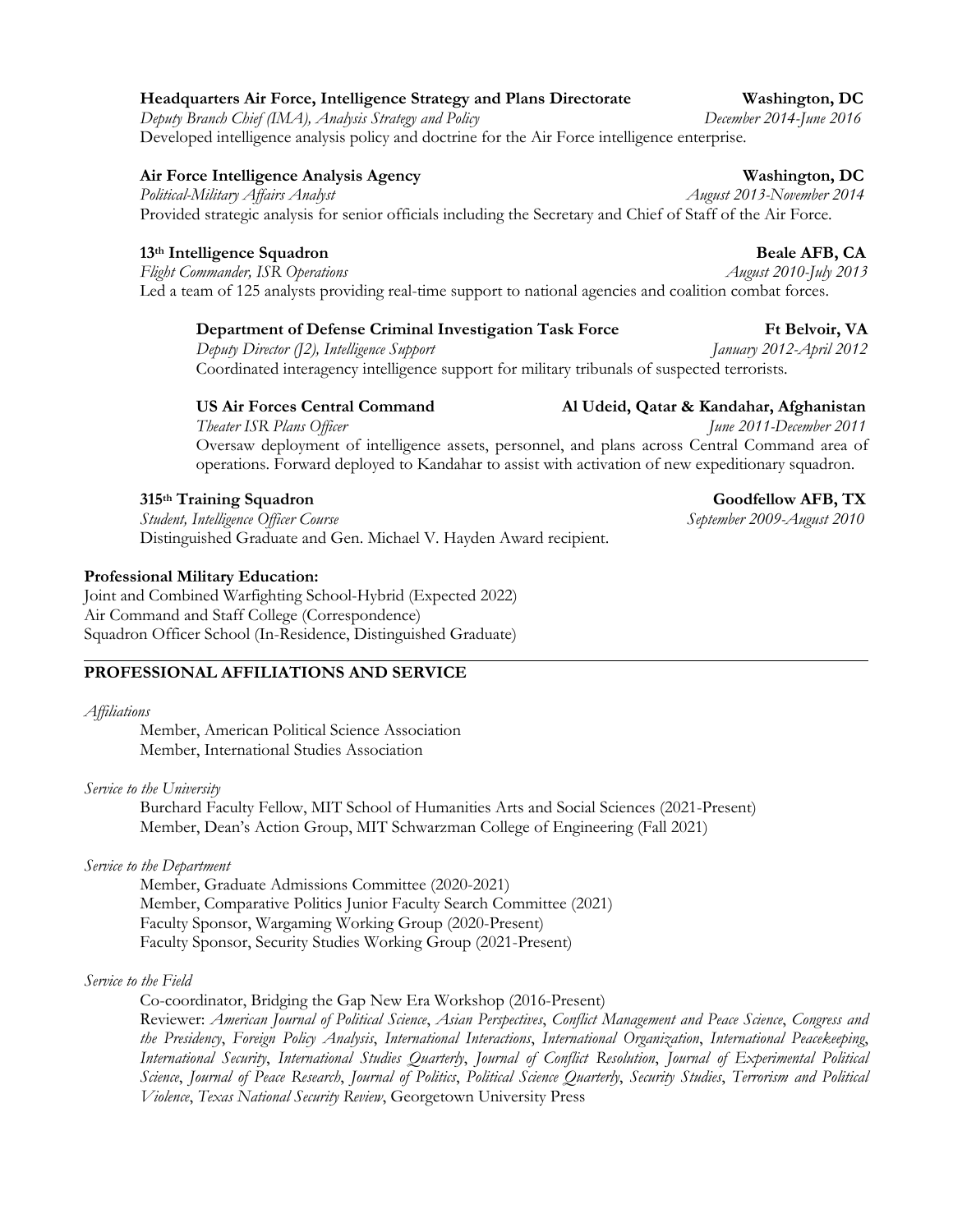**Headquarters Air Force, Intelligence Strategy and Plans Directorate** — **Washington, DC**
*Deputy Branch Chief (IMA), Analysis Strategy and Policy* — *December 2014-June 2016*
Developed intelligence analysis policy and doctrine for the Air Force intelligence enterprise.

**Air Force Intelligence Analysis Agency** — **Washington, DC**
*Political-Military Affairs Analyst* — *August 2013-November 2014*
Provided strategic analysis for senior officials including the Secretary and Chief of Staff of the Air Force.

**13th Intelligence Squadron** — **Beale AFB, CA**
*Flight Commander, ISR Operations* — *August 2010-July 2013*
Led a team of 125 analysts providing real-time support to national agencies and coalition combat forces.

> **Department of Defense Criminal Investigation Task Force** — **Ft Belvoir, VA**
> *Deputy Director (J2), Intelligence Support* — *January 2012-April 2012*
> Coordinated interagency intelligence support for military tribunals of suspected terrorists.
>
> **US Air Forces Central Command** — **Al Udeid, Qatar & Kandahar, Afghanistan**
> *Theater ISR Plans Officer* — *June 2011-December 2011*
> Oversaw deployment of intelligence assets, personnel, and plans across Central Command area of operations. Forward deployed to Kandahar to assist with activation of new expeditionary squadron.

**315th Training Squadron** — **Goodfellow AFB, TX**
*Student, Intelligence Officer Course* — *September 2009-August 2010*
Distinguished Graduate and Gen. Michael V. Hayden Award recipient.

**Professional Military Education:**
Joint and Combined Warfighting School-Hybrid (Expected 2022)
Air Command and Staff College (Correspondence)
Squadron Officer School (In-Residence, Distinguished Graduate)

## PROFESSIONAL AFFILIATIONS AND SERVICE

*Affiliations*

- Member, American Political Science Association
- Member, International Studies Association

*Service to the University*

- Burchard Faculty Fellow, MIT School of Humanities Arts and Social Sciences (2021-Present)
- Member, Dean's Action Group, MIT Schwarzman College of Engineering (Fall 2021)

*Service to the Department*

- Member, Graduate Admissions Committee (2020-2021)
- Member, Comparative Politics Junior Faculty Search Committee (2021)
- Faculty Sponsor, Wargaming Working Group (2020-Present)
- Faculty Sponsor, Security Studies Working Group (2021-Present)

*Service to the Field*

- Co-coordinator, Bridging the Gap New Era Workshop (2016-Present)
- Reviewer: *American Journal of Political Science*, *Asian Perspectives*, *Conflict Management and Peace Science*, *Congress and the Presidency*, *Foreign Policy Analysis*, *International Interactions*, *International Organization*, *International Peacekeeping*, *International Security*, *International Studies Quarterly*, *Journal of Conflict Resolution*, *Journal of Experimental Political Science*, *Journal of Peace Research*, *Journal of Politics*, *Political Science Quarterly*, *Security Studies*, *Terrorism and Political Violence*, *Texas National Security Review*, Georgetown University Press